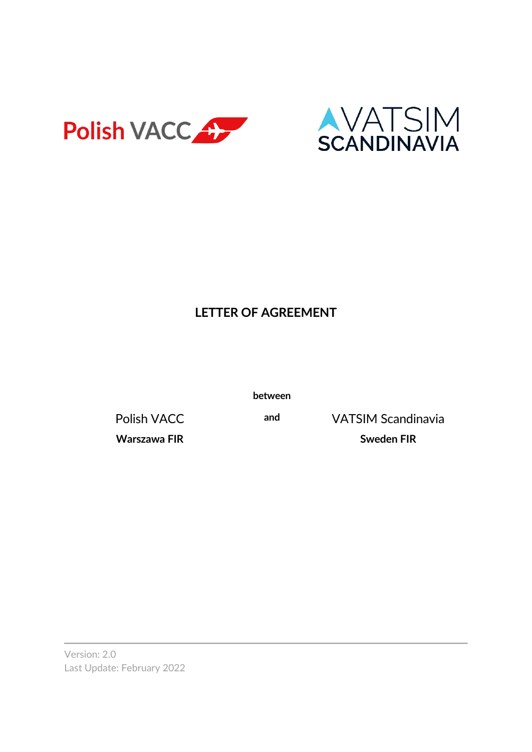# LETTER OF AGREEMENT

between

| Polish VACC | and | VATSIM Scandinavia |
| --- | --- | --- |
| **Warszawa FIR** | | **Sweden FIR** |

Version: 2.0

Last Update: February 2022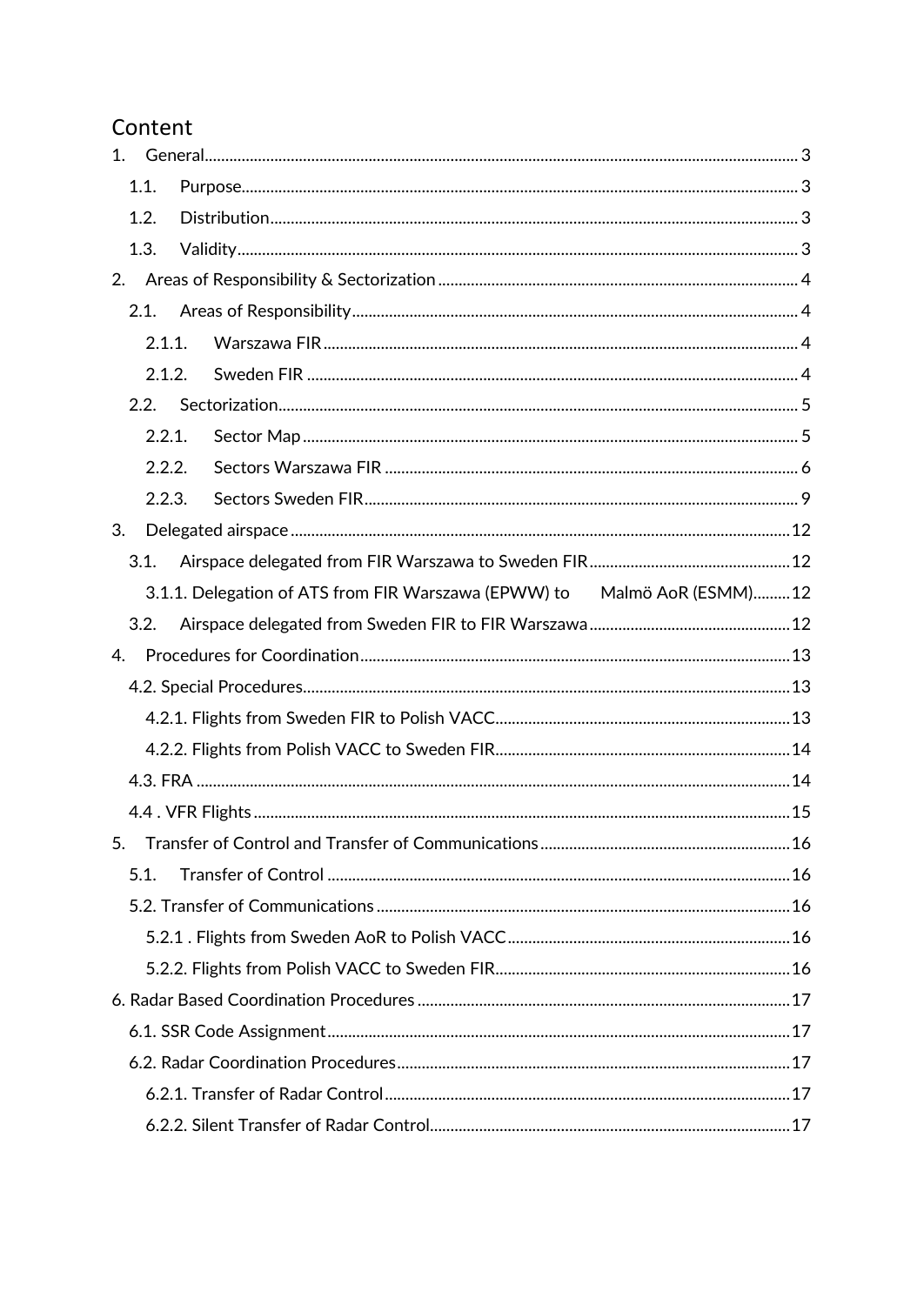# Content

1. General ..... 3
   - 1.1. Purpose ..... 3
   - 1.2. Distribution ..... 3
   - 1.3. Validity ..... 3
2. Areas of Responsibility & Sectorization ..... 4
   - 2.1. Areas of Responsibility ..... 4
     - 2.1.1. Warszawa FIR ..... 4
     - 2.1.2. Sweden FIR ..... 4
   - 2.2. Sectorization ..... 5
     - 2.2.1. Sector Map ..... 5
     - 2.2.2. Sectors Warszawa FIR ..... 6
     - 2.2.3. Sectors Sweden FIR ..... 9
3. Delegated airspace ..... 12
   - 3.1. Airspace delegated from FIR Warszawa to Sweden FIR ..... 12
     - 3.1.1. Delegation of ATS from FIR Warszawa (EPWW) to Malmö AoR (ESMM) ..... 12
   - 3.2. Airspace delegated from Sweden FIR to FIR Warszawa ..... 12
4. Procedures for Coordination ..... 13
   - 4.2. Special Procedures ..... 13
     - 4.2.1. Flights from Sweden FIR to Polish VACC ..... 13
     - 4.2.2. Flights from Polish VACC to Sweden FIR ..... 14
   - 4.3. FRA ..... 14
   - 4.4 . VFR Flights ..... 15
5. Transfer of Control and Transfer of Communications ..... 16
   - 5.1. Transfer of Control ..... 16
   - 5.2. Transfer of Communications ..... 16
     - 5.2.1 . Flights from Sweden AoR to Polish VACC ..... 16
     - 5.2.2. Flights from Polish VACC to Sweden FIR ..... 16

6. Radar Based Coordination Procedures ..... 17
   - 6.1. SSR Code Assignment ..... 17
   - 6.2. Radar Coordination Procedures ..... 17
     - 6.2.1. Transfer of Radar Control ..... 17
     - 6.2.2. Silent Transfer of Radar Control ..... 17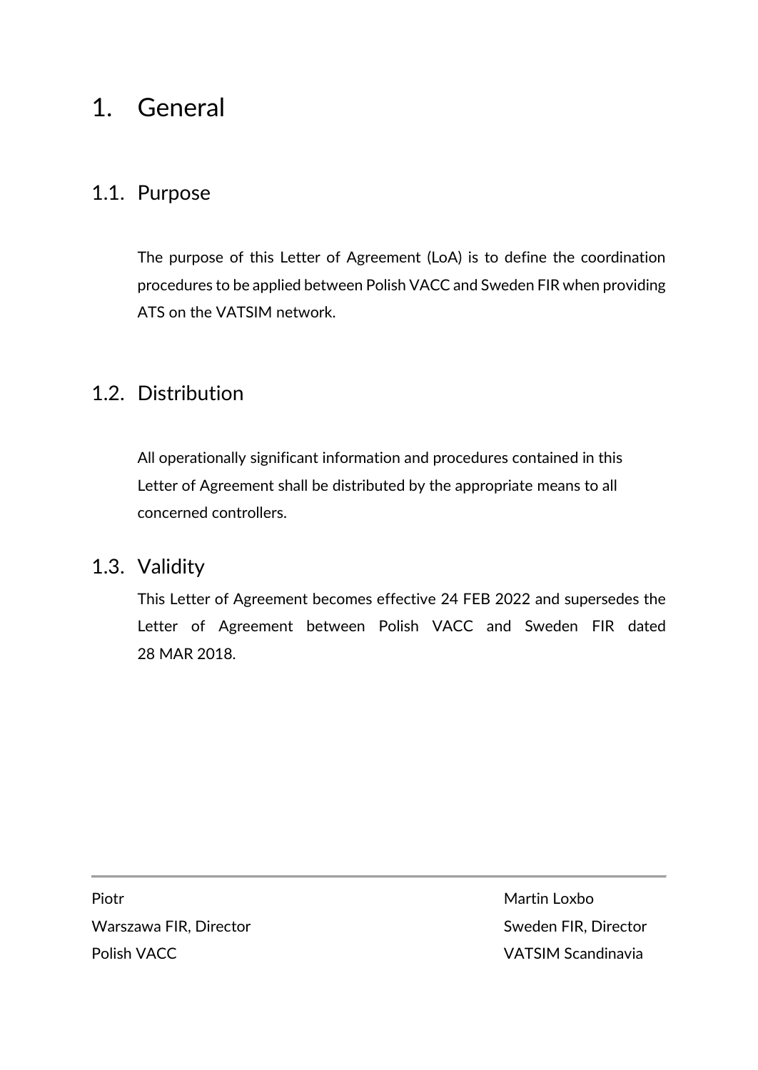# 1. General

## 1.1. Purpose

The purpose of this Letter of Agreement (LoA) is to define the coordination procedures to be applied between Polish VACC and Sweden FIR when providing ATS on the VATSIM network.

## 1.2. Distribution

All operationally significant information and procedures contained in this Letter of Agreement shall be distributed by the appropriate means to all concerned controllers.

## 1.3. Validity

This Letter of Agreement becomes effective 24 FEB 2022 and supersedes the Letter of Agreement between Polish VACC and Sweden FIR dated 28 MAR 2018.

---

| | |
|---|---|
| Piotr | Martin Loxbo |
| Warszawa FIR, Director | Sweden FIR, Director |
| Polish VACC | VATSIM Scandinavia |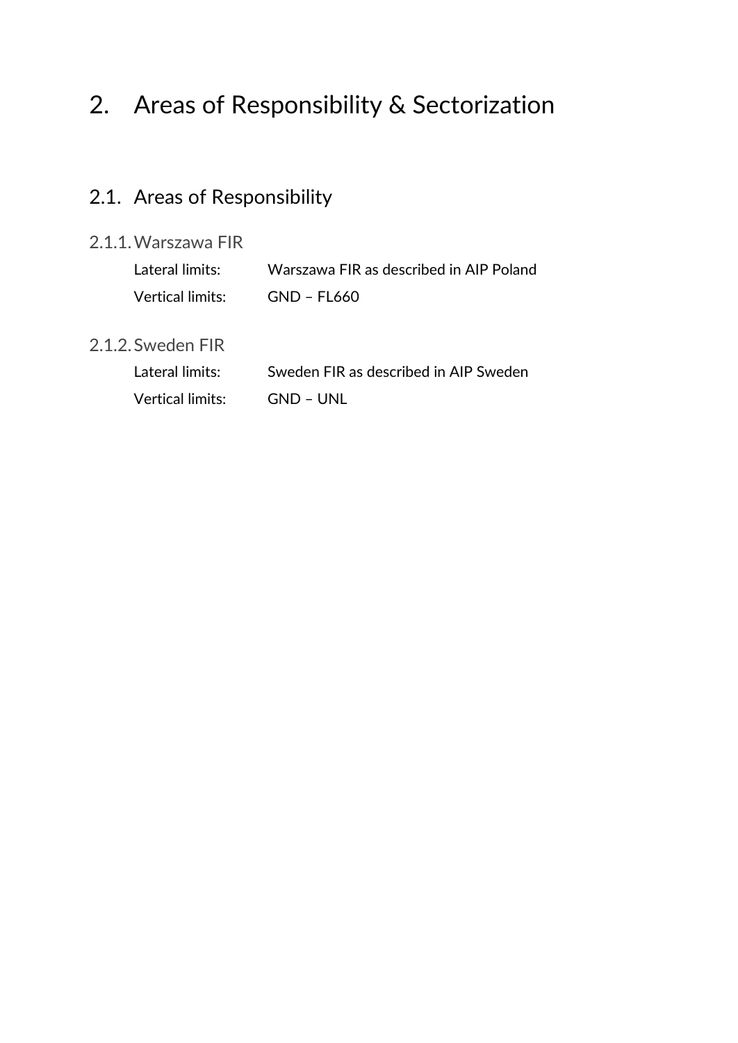# 2. Areas of Responsibility & Sectorization

## 2.1. Areas of Responsibility

### 2.1.1. Warszawa FIR

Lateral limits: Warszawa FIR as described in AIP Poland

Vertical limits: GND – FL660

### 2.1.2. Sweden FIR

Lateral limits: Sweden FIR as described in AIP Sweden

Vertical limits: GND – UNL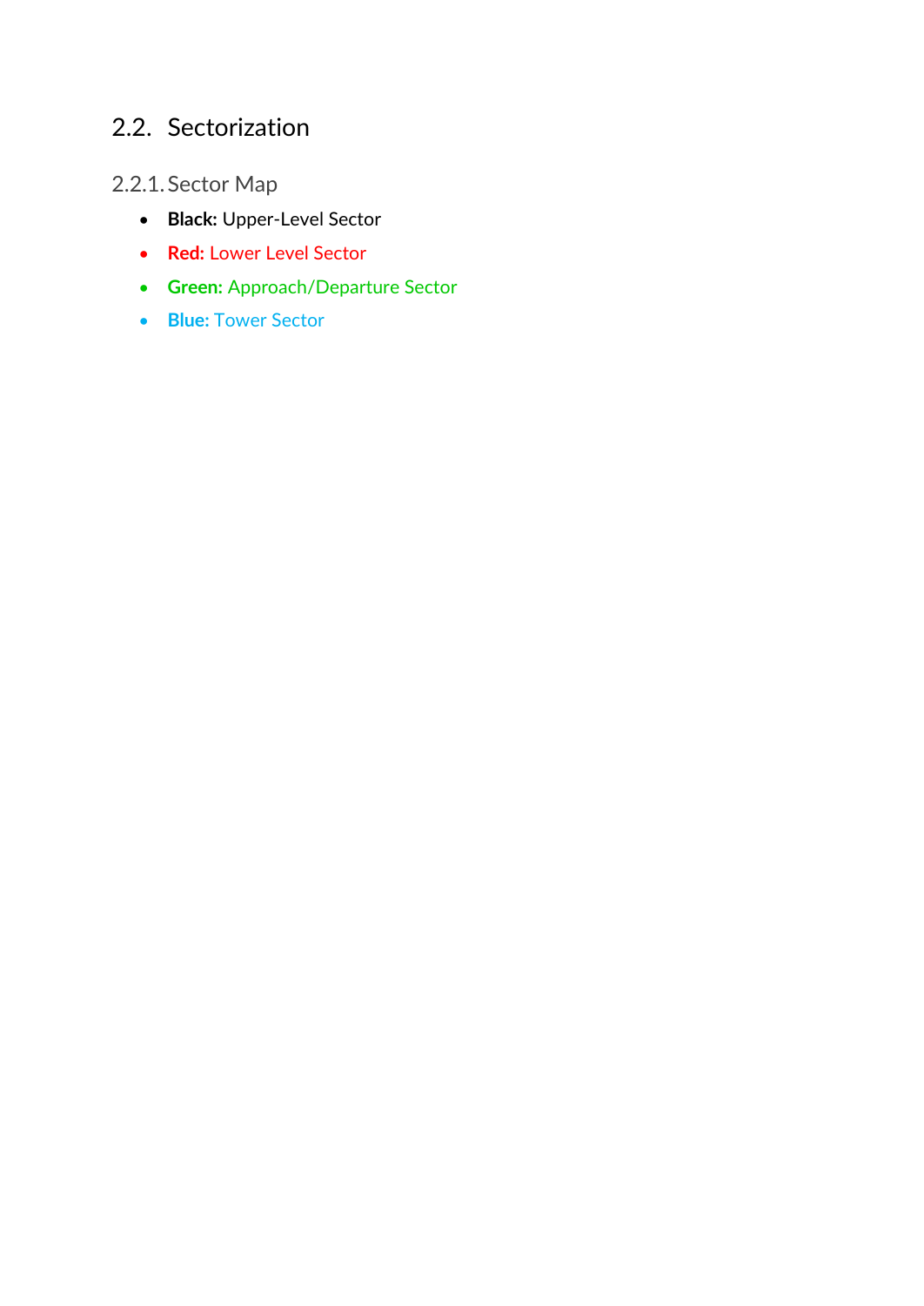## 2.2. Sectorization

### 2.2.1. Sector Map

- **Black:** Upper-Level Sector
- **Red:** Lower Level Sector
- **Green:** Approach/Departure Sector
- **Blue:** Tower Sector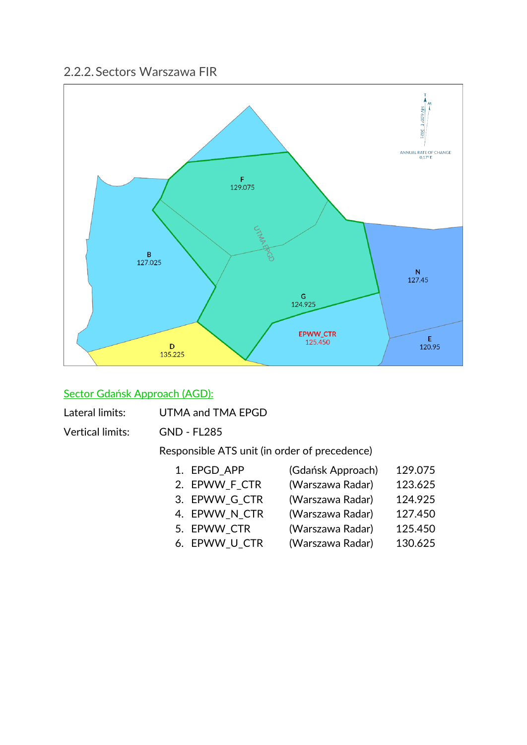## 2.2.2. Sectors Warszawa FIR

### Sector Gdańsk Approach (AGD):

Lateral limits: UTMA and TMA EPGD

Vertical limits: GND - FL285

Responsible ATS unit (in order of precedence)

1. EPGD_APP (Gdańsk Approach) 129.075
2. EPWW_F_CTR (Warszawa Radar) 123.625
3. EPWW_G_CTR (Warszawa Radar) 124.925
4. EPWW_N_CTR (Warszawa Radar) 127.450
5. EPWW_CTR (Warszawa Radar) 125.450
6. EPWW_U_CTR (Warszawa Radar) 130.625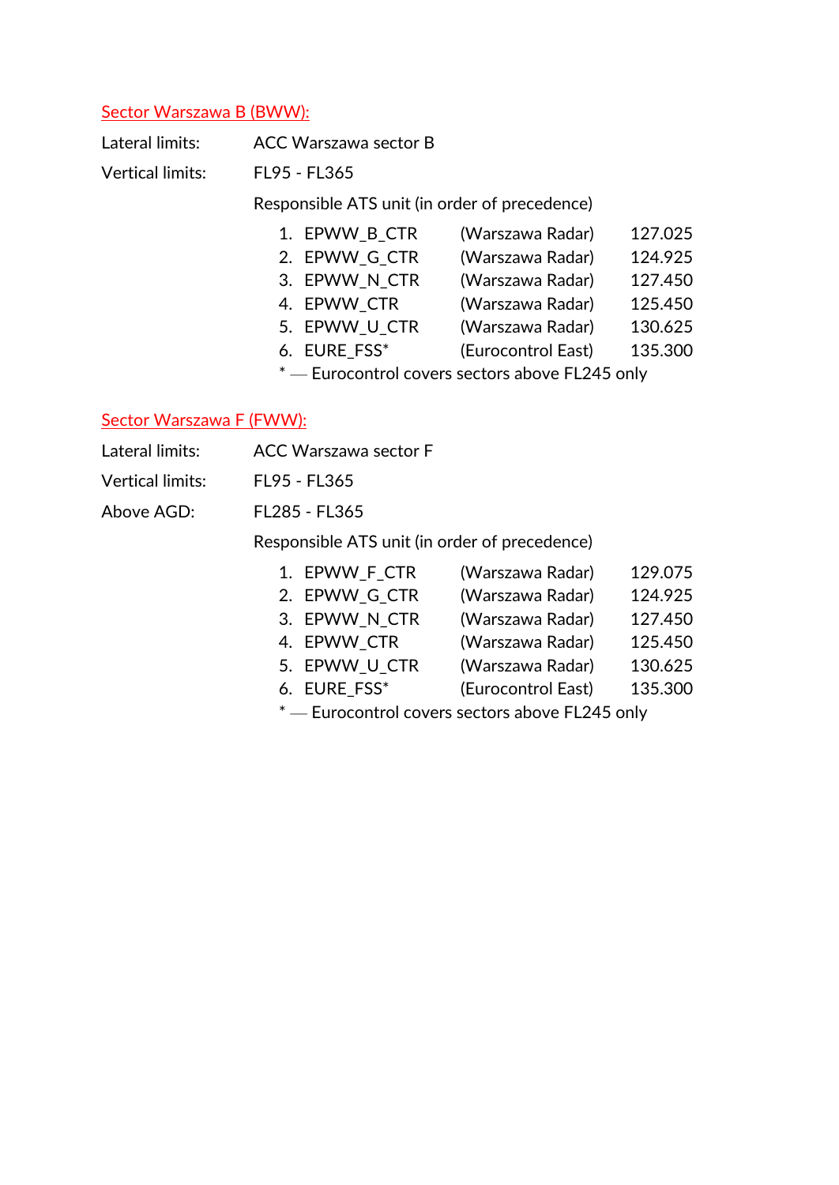## Sector Warszawa B (BWW):

Lateral limits: ACC Warszawa sector B

Vertical limits: FL95 - FL365

Responsible ATS unit (in order of precedence)

1. EPWW_B_CTR (Warszawa Radar) 127.025
2. EPWW_G_CTR (Warszawa Radar) 124.925
3. EPWW_N_CTR (Warszawa Radar) 127.450
4. EPWW_CTR (Warszawa Radar) 125.450
5. EPWW_U_CTR (Warszawa Radar) 130.625
6. EURE_FSS* (Eurocontrol East) 135.300

\* — Eurocontrol covers sectors above FL245 only

## Sector Warszawa F (FWW):

Lateral limits: ACC Warszawa sector F

Vertical limits: FL95 - FL365

Above AGD: FL285 - FL365

Responsible ATS unit (in order of precedence)

1. EPWW_F_CTR (Warszawa Radar) 129.075
2. EPWW_G_CTR (Warszawa Radar) 124.925
3. EPWW_N_CTR (Warszawa Radar) 127.450
4. EPWW_CTR (Warszawa Radar) 125.450
5. EPWW_U_CTR (Warszawa Radar) 130.625
6. EURE_FSS* (Eurocontrol East) 135.300

\* — Eurocontrol covers sectors above FL245 only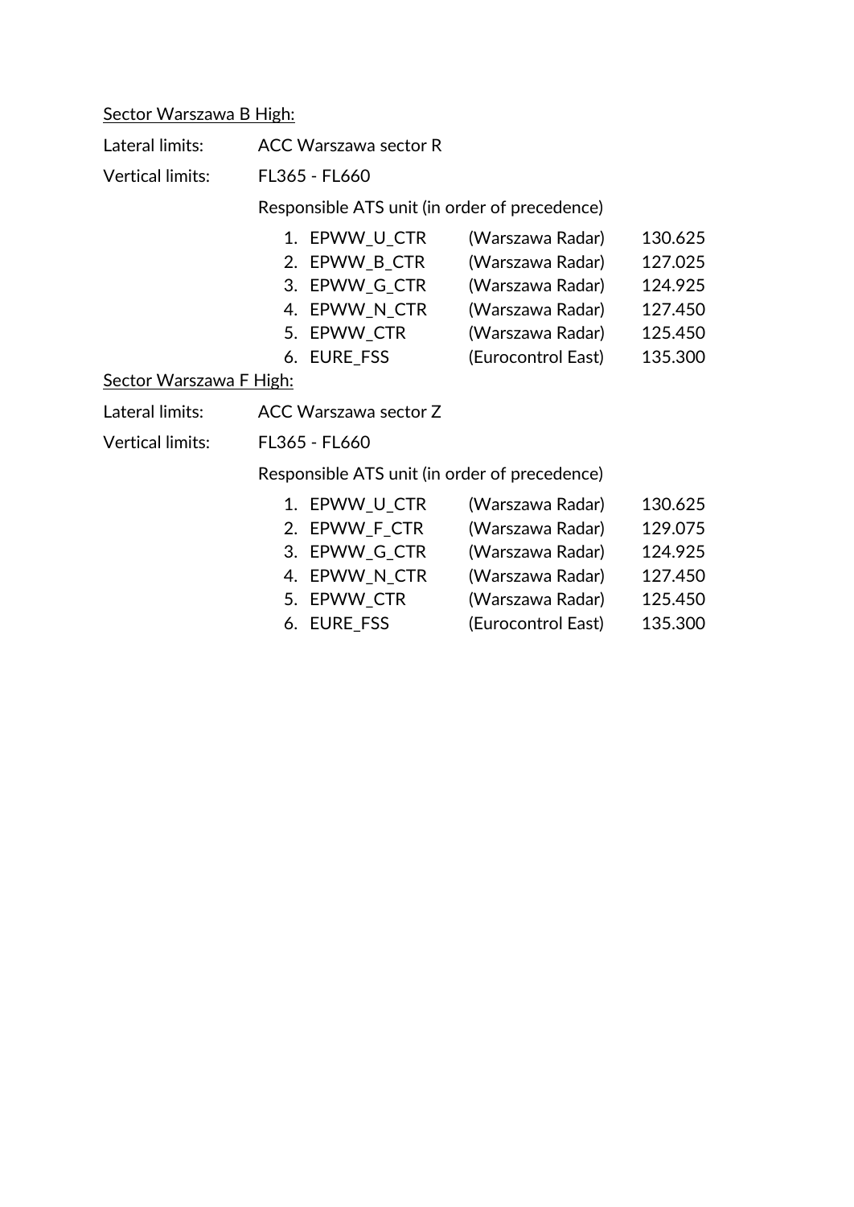<u>Sector Warszawa B High:</u>

Lateral limits: ACC Warszawa sector R

Vertical limits: FL365 - FL660

Responsible ATS unit (in order of precedence)

1. EPWW_U_CTR (Warszawa Radar) 130.625
2. EPWW_B_CTR (Warszawa Radar) 127.025
3. EPWW_G_CTR (Warszawa Radar) 124.925
4. EPWW_N_CTR (Warszawa Radar) 127.450
5. EPWW_CTR (Warszawa Radar) 125.450
6. EURE_FSS (Eurocontrol East) 135.300

<u>Sector Warszawa F High:</u>

Lateral limits: ACC Warszawa sector Z

Vertical limits: FL365 - FL660

Responsible ATS unit (in order of precedence)

1. EPWW_U_CTR (Warszawa Radar) 130.625
2. EPWW_F_CTR (Warszawa Radar) 129.075
3. EPWW_G_CTR (Warszawa Radar) 124.925
4. EPWW_N_CTR (Warszawa Radar) 127.450
5. EPWW_CTR (Warszawa Radar) 125.450
6. EURE_FSS (Eurocontrol East) 135.300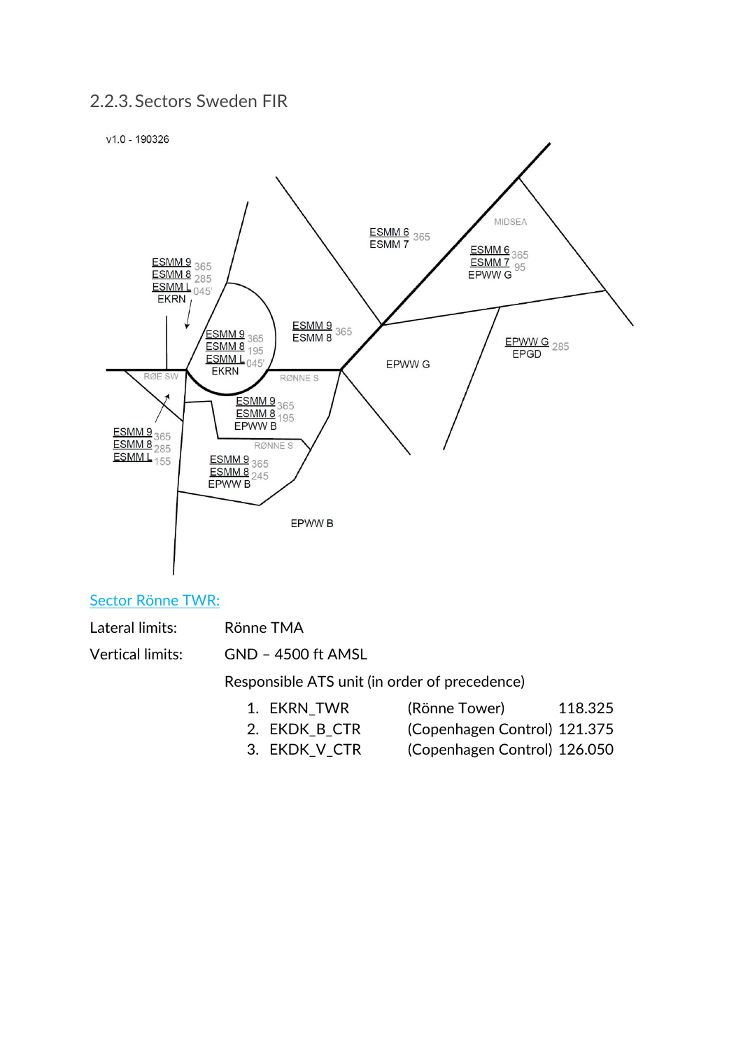## 2.2.3. Sectors Sweden FIR

### Sector Rönne TWR:

Lateral limits: Rönne TMA

Vertical limits: GND – 4500 ft AMSL

Responsible ATS unit (in order of precedence)

1. EKRN_TWR (Rönne Tower) 118.325
2. EKDK_B_CTR (Copenhagen Control) 121.375
3. EKDK_V_CTR (Copenhagen Control) 126.050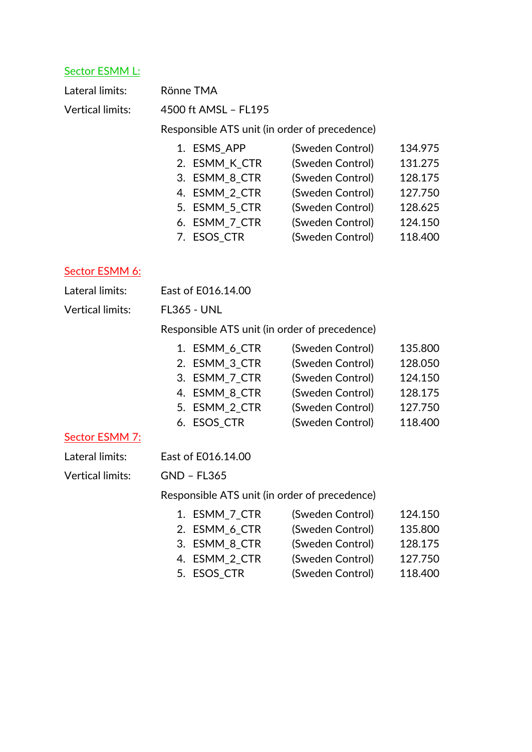## Sector ESMM L:

Lateral limits: Rönne TMA

Vertical limits: 4500 ft AMSL – FL195

Responsible ATS unit (in order of precedence)

1. ESMS_APP (Sweden Control) 134.975
2. ESMM_K_CTR (Sweden Control) 131.275
3. ESMM_8_CTR (Sweden Control) 128.175
4. ESMM_2_CTR (Sweden Control) 127.750
5. ESMM_5_CTR (Sweden Control) 128.625
6. ESMM_7_CTR (Sweden Control) 124.150
7. ESOS_CTR (Sweden Control) 118.400

## Sector ESMM 6:

Lateral limits: East of E016.14.00

Vertical limits: FL365 - UNL

Responsible ATS unit (in order of precedence)

1. ESMM_6_CTR (Sweden Control) 135.800
2. ESMM_3_CTR (Sweden Control) 128.050
3. ESMM_7_CTR (Sweden Control) 124.150
4. ESMM_8_CTR (Sweden Control) 128.175
5. ESMM_2_CTR (Sweden Control) 127.750
6. ESOS_CTR (Sweden Control) 118.400

## Sector ESMM 7:

Lateral limits: East of E016.14.00

Vertical limits: GND – FL365

Responsible ATS unit (in order of precedence)

1. ESMM_7_CTR (Sweden Control) 124.150
2. ESMM_6_CTR (Sweden Control) 135.800
3. ESMM_8_CTR (Sweden Control) 128.175
4. ESMM_2_CTR (Sweden Control) 127.750
5. ESOS_CTR (Sweden Control) 118.400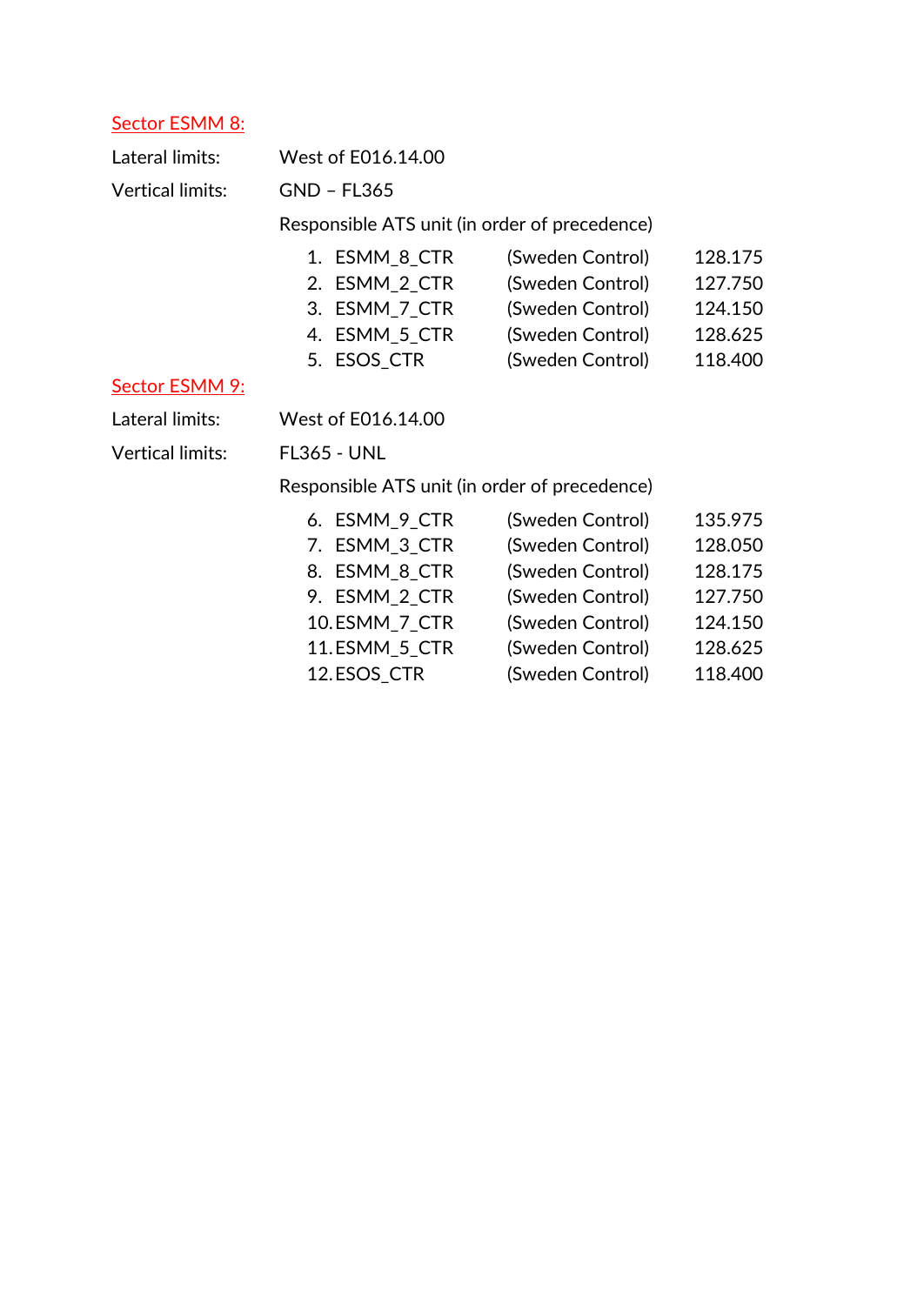### Sector ESMM 8:

Lateral limits: West of E016.14.00

Vertical limits: GND – FL365

Responsible ATS unit (in order of precedence)

1. ESMM_8_CTR (Sweden Control) 128.175
2. ESMM_2_CTR (Sweden Control) 127.750
3. ESMM_7_CTR (Sweden Control) 124.150
4. ESMM_5_CTR (Sweden Control) 128.625
5. ESOS_CTR (Sweden Control) 118.400

### Sector ESMM 9:

Lateral limits: West of E016.14.00

Vertical limits: FL365 - UNL

Responsible ATS unit (in order of precedence)

6. ESMM_9_CTR (Sweden Control) 135.975
7. ESMM_3_CTR (Sweden Control) 128.050
8. ESMM_8_CTR (Sweden Control) 128.175
9. ESMM_2_CTR (Sweden Control) 127.750
10. ESMM_7_CTR (Sweden Control) 124.150
11. ESMM_5_CTR (Sweden Control) 128.625
12. ESOS_CTR (Sweden Control) 118.400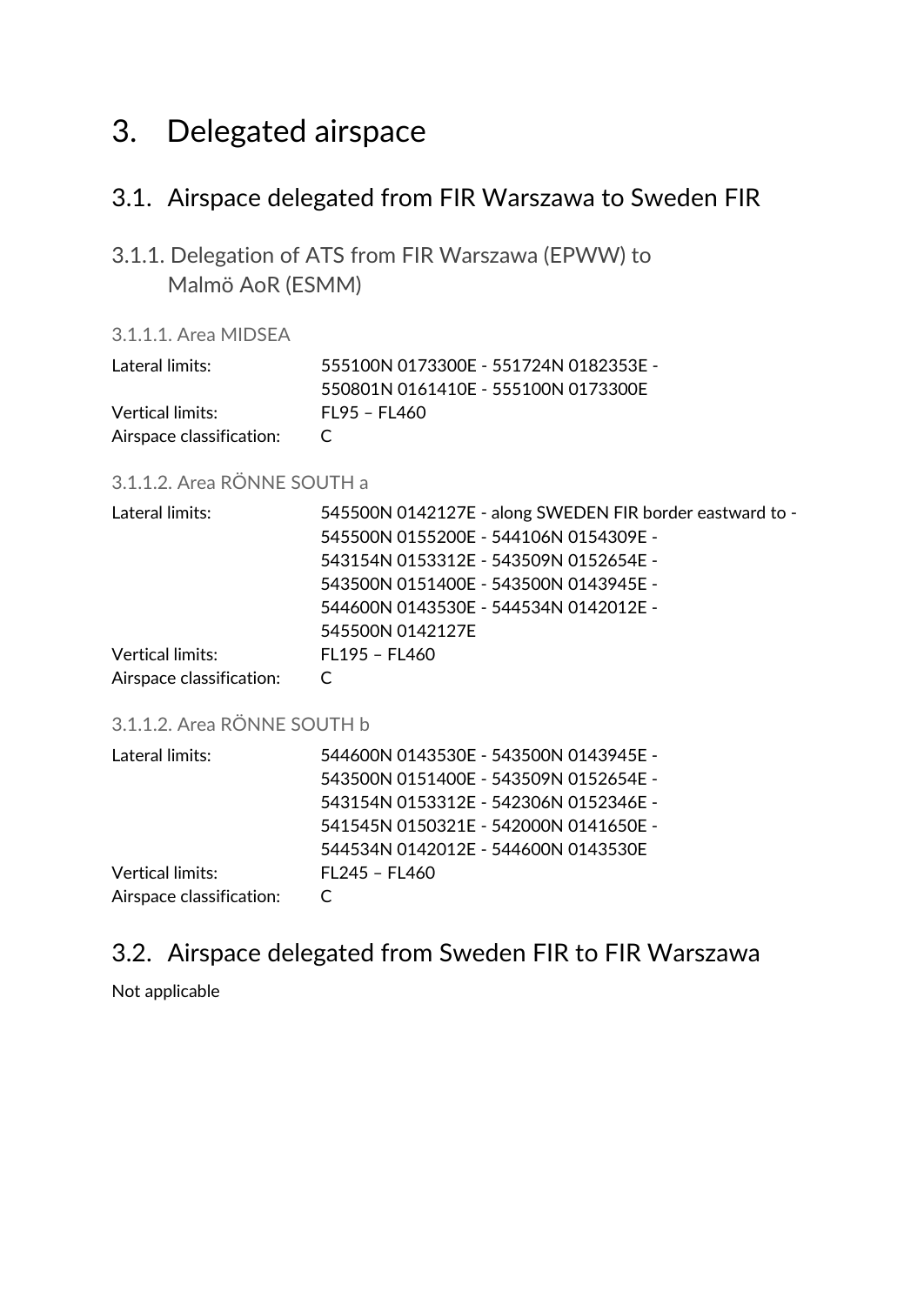# 3. Delegated airspace

## 3.1. Airspace delegated from FIR Warszawa to Sweden FIR

### 3.1.1. Delegation of ATS from FIR Warszawa (EPWW) to Malmö AoR (ESMM)

#### 3.1.1.1. Area MIDSEA

| | |
|---|---|
| Lateral limits: | 555100N 0173300E - 551724N 0182353E - 550801N 0161410E - 555100N 0173300E |
| Vertical limits: | FL95 – FL460 |
| Airspace classification: | C |

#### 3.1.1.2. Area RÖNNE SOUTH a

| | |
|---|---|
| Lateral limits: | 545500N 0142127E - along SWEDEN FIR border eastward to - 545500N 0155200E - 544106N 0154309E - 543154N 0153312E - 543509N 0152654E - 543500N 0151400E - 543500N 0143945E - 544600N 0143530E - 544534N 0142012E - 545500N 0142127E |
| Vertical limits: | FL195 – FL460 |
| Airspace classification: | C |

#### 3.1.1.2. Area RÖNNE SOUTH b

| | |
|---|---|
| Lateral limits: | 544600N 0143530E - 543500N 0143945E - 543500N 0151400E - 543509N 0152654E - 543154N 0153312E - 542306N 0152346E - 541545N 0150321E - 542000N 0141650E - 544534N 0142012E - 544600N 0143530E |
| Vertical limits: | FL245 – FL460 |
| Airspace classification: | C |

## 3.2. Airspace delegated from Sweden FIR to FIR Warszawa

Not applicable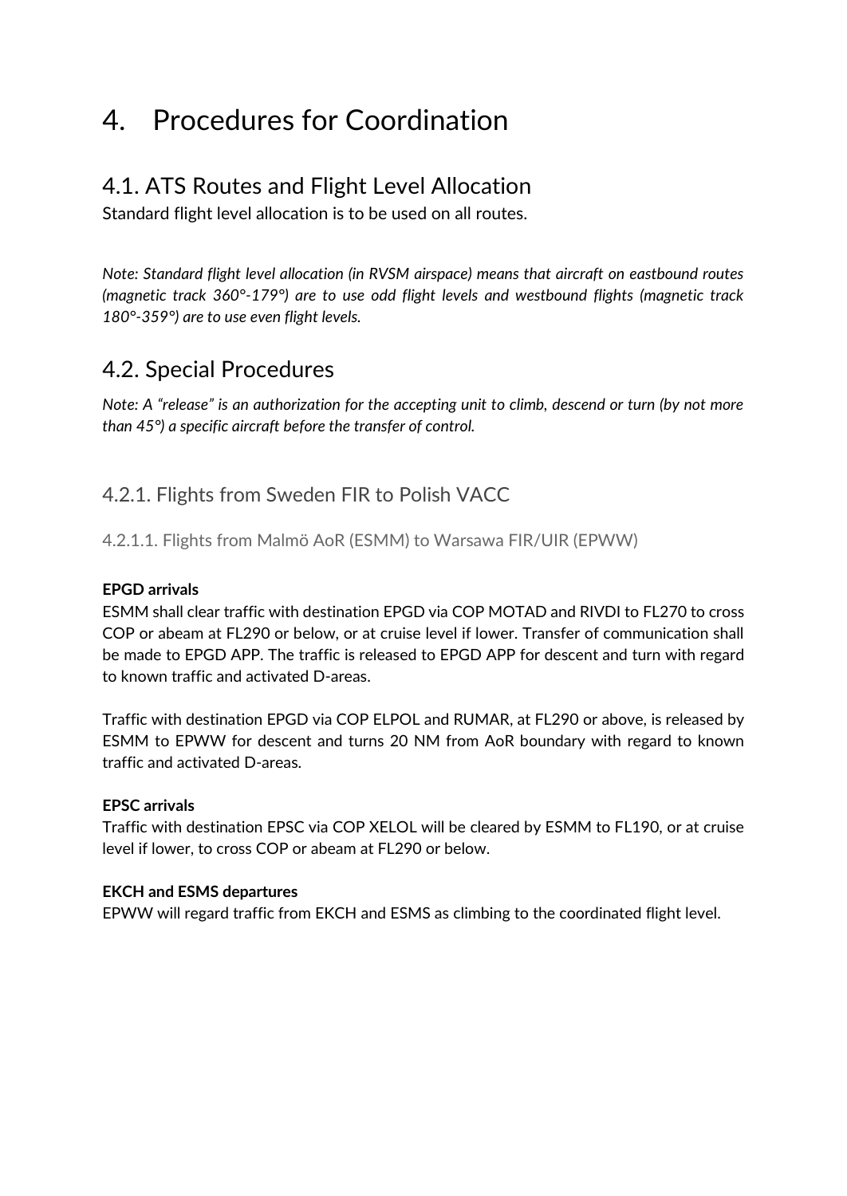# 4. Procedures for Coordination

## 4.1. ATS Routes and Flight Level Allocation

Standard flight level allocation is to be used on all routes.

*Note: Standard flight level allocation (in RVSM airspace) means that aircraft on eastbound routes (magnetic track 360°-179°) are to use odd flight levels and westbound flights (magnetic track 180°-359°) are to use even flight levels.*

## 4.2. Special Procedures

*Note: A "release" is an authorization for the accepting unit to climb, descend or turn (by not more than 45°) a specific aircraft before the transfer of control.*

### 4.2.1. Flights from Sweden FIR to Polish VACC

#### 4.2.1.1. Flights from Malmö AoR (ESMM) to Warsawa FIR/UIR (EPWW)

**EPGD arrivals**

ESMM shall clear traffic with destination EPGD via COP MOTAD and RIVDI to FL270 to cross COP or abeam at FL290 or below, or at cruise level if lower. Transfer of communication shall be made to EPGD APP. The traffic is released to EPGD APP for descent and turn with regard to known traffic and activated D-areas.

Traffic with destination EPGD via COP ELPOL and RUMAR, at FL290 or above, is released by ESMM to EPWW for descent and turns 20 NM from AoR boundary with regard to known traffic and activated D-areas.

**EPSC arrivals**

Traffic with destination EPSC via COP XELOL will be cleared by ESMM to FL190, or at cruise level if lower, to cross COP or abeam at FL290 or below.

**EKCH and ESMS departures**

EPWW will regard traffic from EKCH and ESMS as climbing to the coordinated flight level.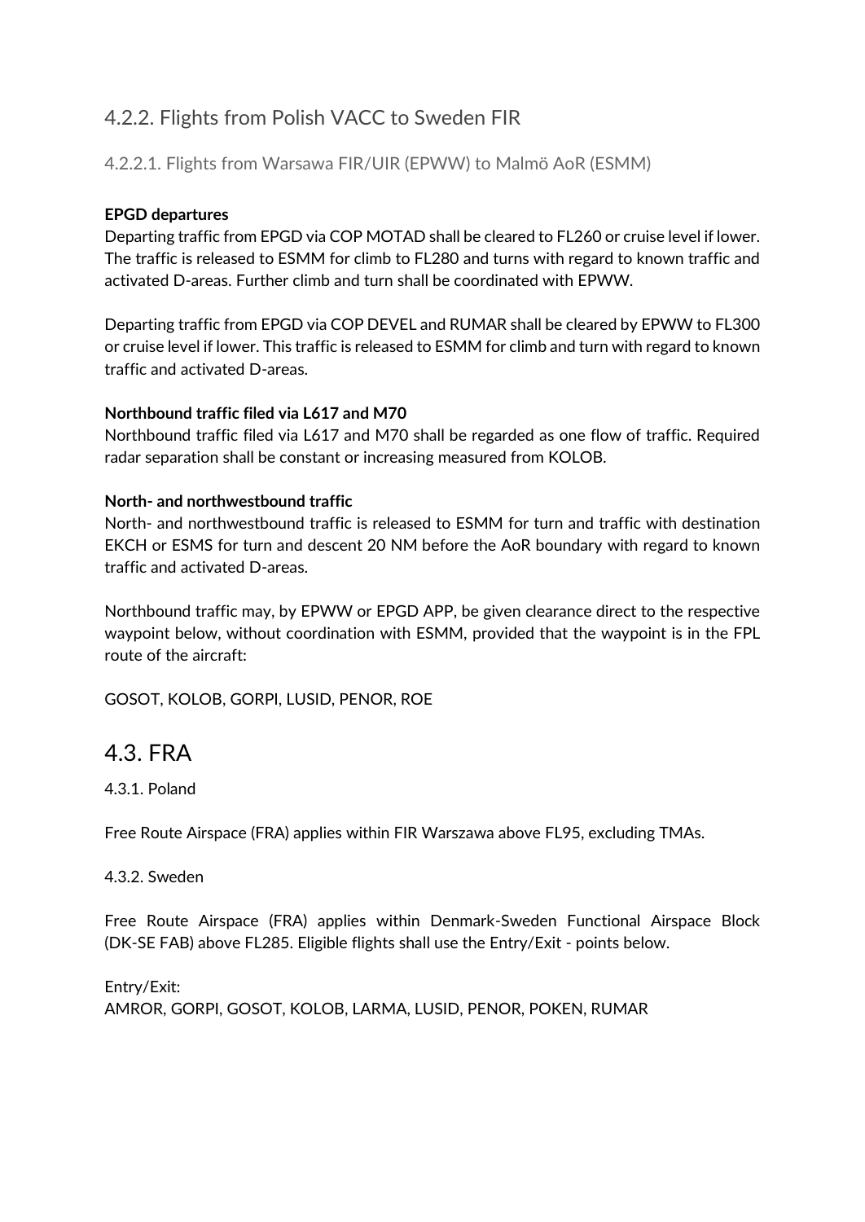### 4.2.2. Flights from Polish VACC to Sweden FIR

#### 4.2.2.1. Flights from Warsawa FIR/UIR (EPWW) to Malmö AoR (ESMM)

**EPGD departures**

Departing traffic from EPGD via COP MOTAD shall be cleared to FL260 or cruise level if lower. The traffic is released to ESMM for climb to FL280 and turns with regard to known traffic and activated D-areas. Further climb and turn shall be coordinated with EPWW.

Departing traffic from EPGD via COP DEVEL and RUMAR shall be cleared by EPWW to FL300 or cruise level if lower. This traffic is released to ESMM for climb and turn with regard to known traffic and activated D-areas.

**Northbound traffic filed via L617 and M70**

Northbound traffic filed via L617 and M70 shall be regarded as one flow of traffic. Required radar separation shall be constant or increasing measured from KOLOB.

**North- and northwestbound traffic**

North- and northwestbound traffic is released to ESMM for turn and traffic with destination EKCH or ESMS for turn and descent 20 NM before the AoR boundary with regard to known traffic and activated D-areas.

Northbound traffic may, by EPWW or EPGD APP, be given clearance direct to the respective waypoint below, without coordination with ESMM, provided that the waypoint is in the FPL route of the aircraft:

GOSOT, KOLOB, GORPI, LUSID, PENOR, ROE

## 4.3. FRA

4.3.1. Poland

Free Route Airspace (FRA) applies within FIR Warszawa above FL95, excluding TMAs.

4.3.2. Sweden

Free Route Airspace (FRA) applies within Denmark-Sweden Functional Airspace Block (DK-SE FAB) above FL285. Eligible flights shall use the Entry/Exit - points below.

Entry/Exit:
AMROR, GORPI, GOSOT, KOLOB, LARMA, LUSID, PENOR, POKEN, RUMAR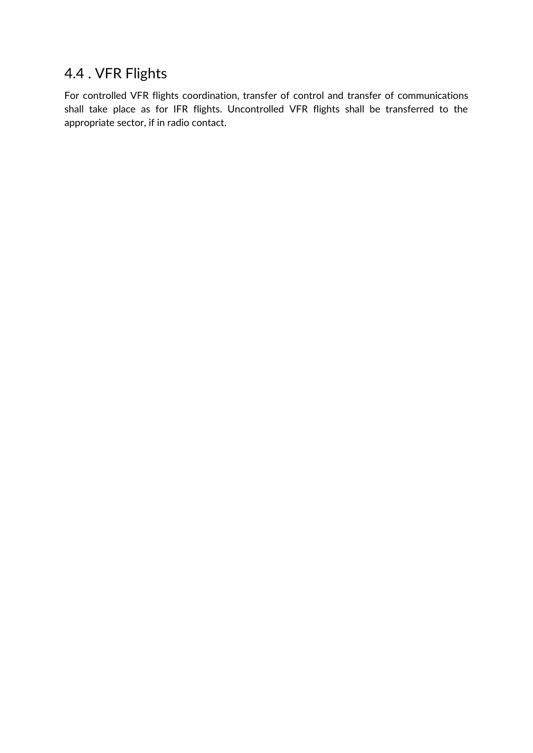## 4.4 . VFR Flights

For controlled VFR flights coordination, transfer of control and transfer of communications shall take place as for IFR flights. Uncontrolled VFR flights shall be transferred to the appropriate sector, if in radio contact.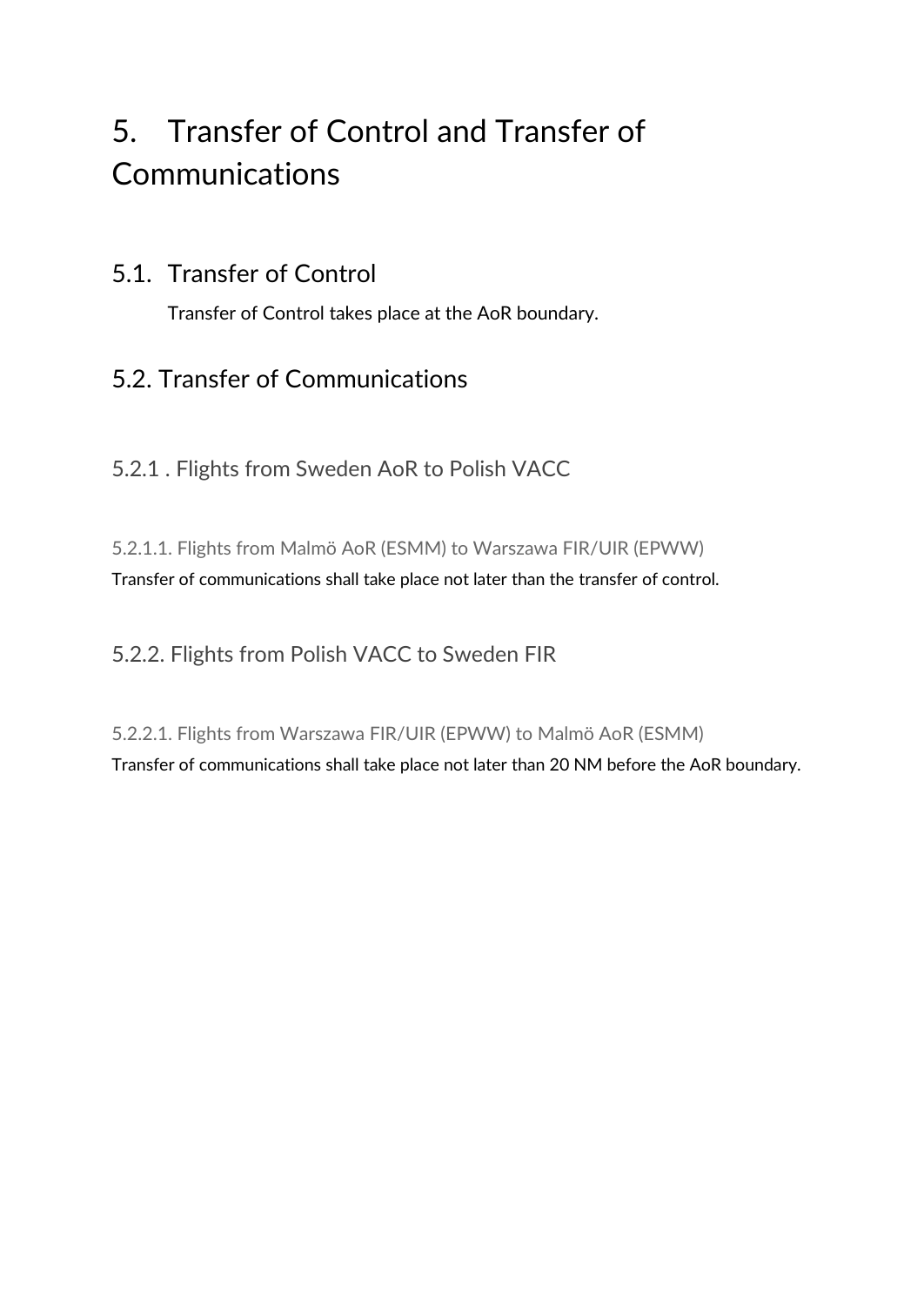# 5. Transfer of Control and Transfer of Communications

## 5.1. Transfer of Control

Transfer of Control takes place at the AoR boundary.

## 5.2. Transfer of Communications

### 5.2.1 . Flights from Sweden AoR to Polish VACC

#### 5.2.1.1. Flights from Malmö AoR (ESMM) to Warszawa FIR/UIR (EPWW)

Transfer of communications shall take place not later than the transfer of control.

### 5.2.2. Flights from Polish VACC to Sweden FIR

#### 5.2.2.1. Flights from Warszawa FIR/UIR (EPWW) to Malmö AoR (ESMM)

Transfer of communications shall take place not later than 20 NM before the AoR boundary.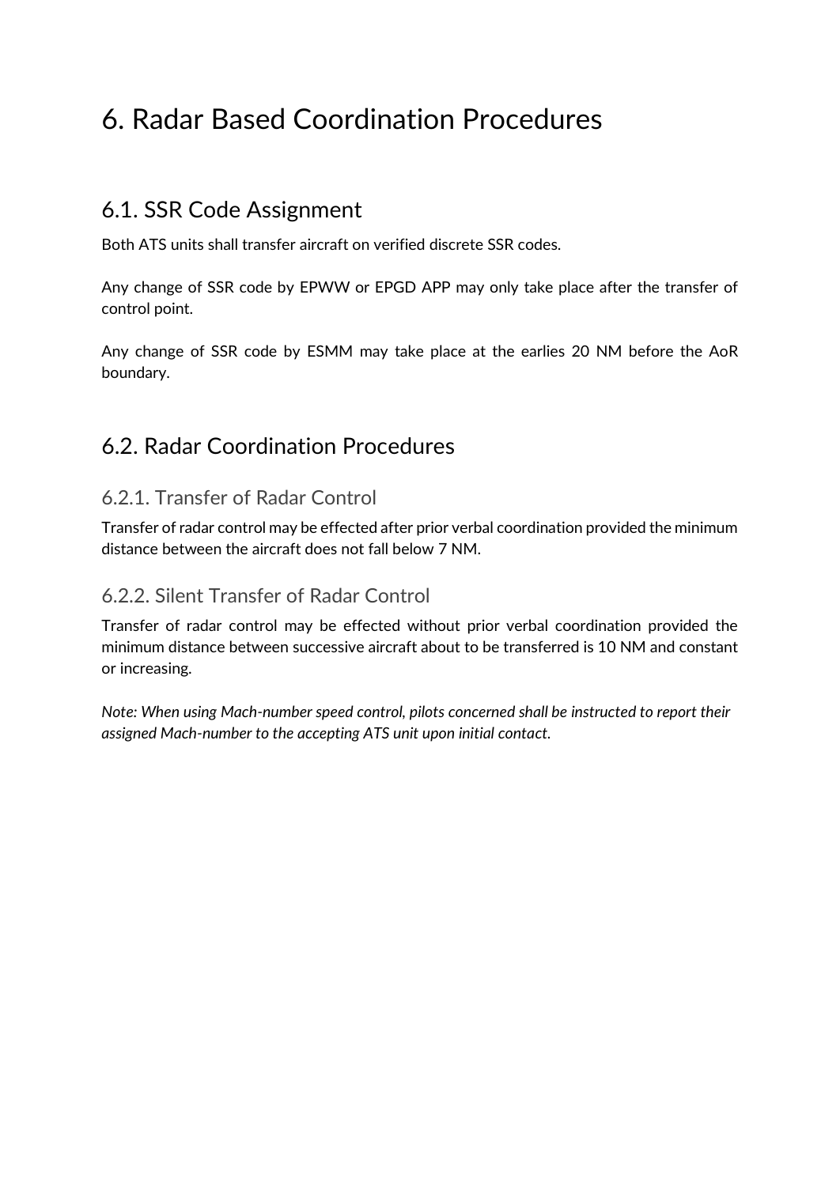# 6. Radar Based Coordination Procedures

## 6.1. SSR Code Assignment

Both ATS units shall transfer aircraft on verified discrete SSR codes.

Any change of SSR code by EPWW or EPGD APP may only take place after the transfer of control point.

Any change of SSR code by ESMM may take place at the earlies 20 NM before the AoR boundary.

## 6.2. Radar Coordination Procedures

### 6.2.1. Transfer of Radar Control

Transfer of radar control may be effected after prior verbal coordination provided the minimum distance between the aircraft does not fall below 7 NM.

### 6.2.2. Silent Transfer of Radar Control

Transfer of radar control may be effected without prior verbal coordination provided the minimum distance between successive aircraft about to be transferred is 10 NM and constant or increasing.

*Note: When using Mach-number speed control, pilots concerned shall be instructed to report their assigned Mach-number to the accepting ATS unit upon initial contact.*